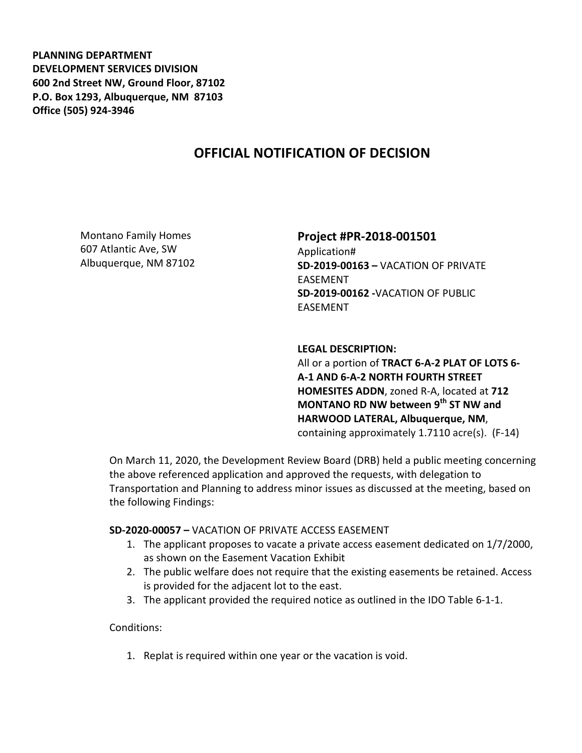**PLANNING DEPARTMENT**
**DEVELOPMENT SERVICES DIVISION**
**600 2nd Street NW, Ground Floor, 87102**
**P.O. Box 1293, Albuquerque, NM 87103**
**Office (505) 924-3946**

# OFFICIAL NOTIFICATION OF DECISION

Montano Family Homes
607 Atlantic Ave, SW
Albuquerque, NM 87102

**Project #PR-2018-001501**
Application#
**SD-2019-00163 –** VACATION OF PRIVATE EASEMENT
**SD-2019-00162 -**VACATION OF PUBLIC EASEMENT

**LEGAL DESCRIPTION:**
All or a portion of **TRACT 6-A-2 PLAT OF LOTS 6-A-1 AND 6-A-2 NORTH FOURTH STREET HOMESITES ADDN**, zoned R-A, located at **712 MONTANO RD NW between 9th ST NW and HARWOOD LATERAL, Albuquerque, NM**, containing approximately 1.7110 acre(s). (F-14)

On March 11, 2020, the Development Review Board (DRB) held a public meeting concerning the above referenced application and approved the requests, with delegation to Transportation and Planning to address minor issues as discussed at the meeting, based on the following Findings:

**SD-2020-00057 –** VACATION OF PRIVATE ACCESS EASEMENT

1. The applicant proposes to vacate a private access easement dedicated on 1/7/2000, as shown on the Easement Vacation Exhibit
2. The public welfare does not require that the existing easements be retained. Access is provided for the adjacent lot to the east.
3. The applicant provided the required notice as outlined in the IDO Table 6-1-1.

Conditions:

1. Replat is required within one year or the vacation is void.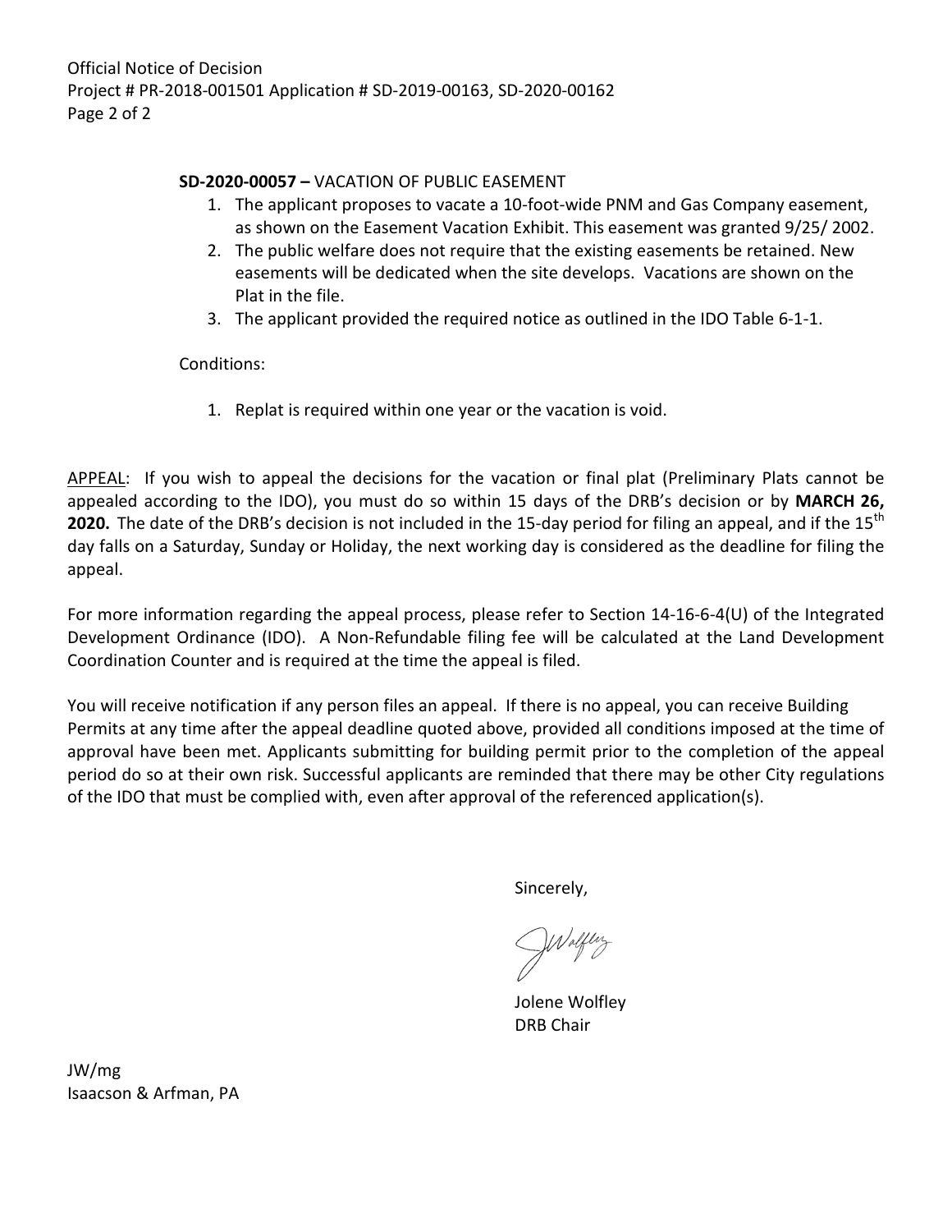**SD-2020-00057 –** VACATION OF PUBLIC EASEMENT

1. The applicant proposes to vacate a 10-foot-wide PNM and Gas Company easement, as shown on the Easement Vacation Exhibit. This easement was granted 9/25/ 2002.
2. The public welfare does not require that the existing easements be retained. New easements will be dedicated when the site develops. Vacations are shown on the Plat in the file.
3. The applicant provided the required notice as outlined in the IDO Table 6-1-1.

Conditions:

1. Replat is required within one year or the vacation is void.

APPEAL: If you wish to appeal the decisions for the vacation or final plat (Preliminary Plats cannot be appealed according to the IDO), you must do so within 15 days of the DRB's decision or by **MARCH 26, 2020.** The date of the DRB's decision is not included in the 15-day period for filing an appeal, and if the 15th day falls on a Saturday, Sunday or Holiday, the next working day is considered as the deadline for filing the appeal.

For more information regarding the appeal process, please refer to Section 14-16-6-4(U) of the Integrated Development Ordinance (IDO). A Non-Refundable filing fee will be calculated at the Land Development Coordination Counter and is required at the time the appeal is filed.

You will receive notification if any person files an appeal. If there is no appeal, you can receive Building Permits at any time after the appeal deadline quoted above, provided all conditions imposed at the time of approval have been met. Applicants submitting for building permit prior to the completion of the appeal period do so at their own risk. Successful applicants are reminded that there may be other City regulations of the IDO that must be complied with, even after approval of the referenced application(s).

Sincerely,

JWolfley

Jolene Wolfley
DRB Chair

JW/mg
Isaacson & Arfman, PA